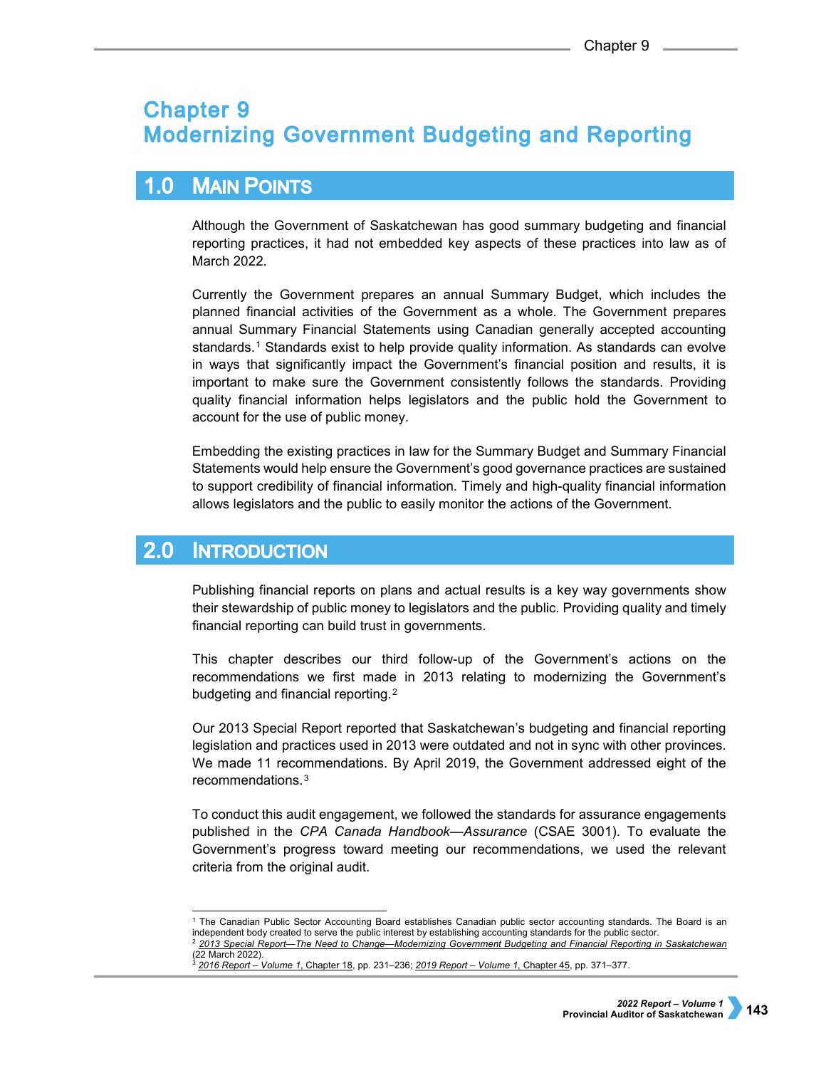# Chapter 9
# Modernizing Government Budgeting and Reporting

## 1.0 Main Points

Although the Government of Saskatchewan has good summary budgeting and financial reporting practices, it had not embedded key aspects of these practices into law as of March 2022.

Currently the Government prepares an annual Summary Budget, which includes the planned financial activities of the Government as a whole. The Government prepares annual Summary Financial Statements using Canadian generally accepted accounting standards.[1] Standards exist to help provide quality information. As standards can evolve in ways that significantly impact the Government's financial position and results, it is important to make sure the Government consistently follows the standards. Providing quality financial information helps legislators and the public hold the Government to account for the use of public money.

Embedding the existing practices in law for the Summary Budget and Summary Financial Statements would help ensure the Government's good governance practices are sustained to support credibility of financial information. Timely and high-quality financial information allows legislators and the public to easily monitor the actions of the Government.

## 2.0 Introduction

Publishing financial reports on plans and actual results is a key way governments show their stewardship of public money to legislators and the public. Providing quality and timely financial reporting can build trust in governments.

This chapter describes our third follow-up of the Government's actions on the recommendations we first made in 2013 relating to modernizing the Government's budgeting and financial reporting.[2]

Our 2013 Special Report reported that Saskatchewan's budgeting and financial reporting legislation and practices used in 2013 were outdated and not in sync with other provinces. We made 11 recommendations. By April 2019, the Government addressed eight of the recommendations.[3]

To conduct this audit engagement, we followed the standards for assurance engagements published in the *CPA Canada Handbook—Assurance* (CSAE 3001). To evaluate the Government's progress toward meeting our recommendations, we used the relevant criteria from the original audit.

---

[1] The Canadian Public Sector Accounting Board establishes Canadian public sector accounting standards. The Board is an independent body created to serve the public interest by establishing accounting standards for the public sector.

[2] *2013 Special Report—The Need to Change—Modernizing Government Budgeting and Financial Reporting in Saskatchewan* (22 March 2022).

[3] *2016 Report – Volume 1*, Chapter 18, pp. 231–236; *2019 Report – Volume 1*, Chapter 45, pp. 371–377.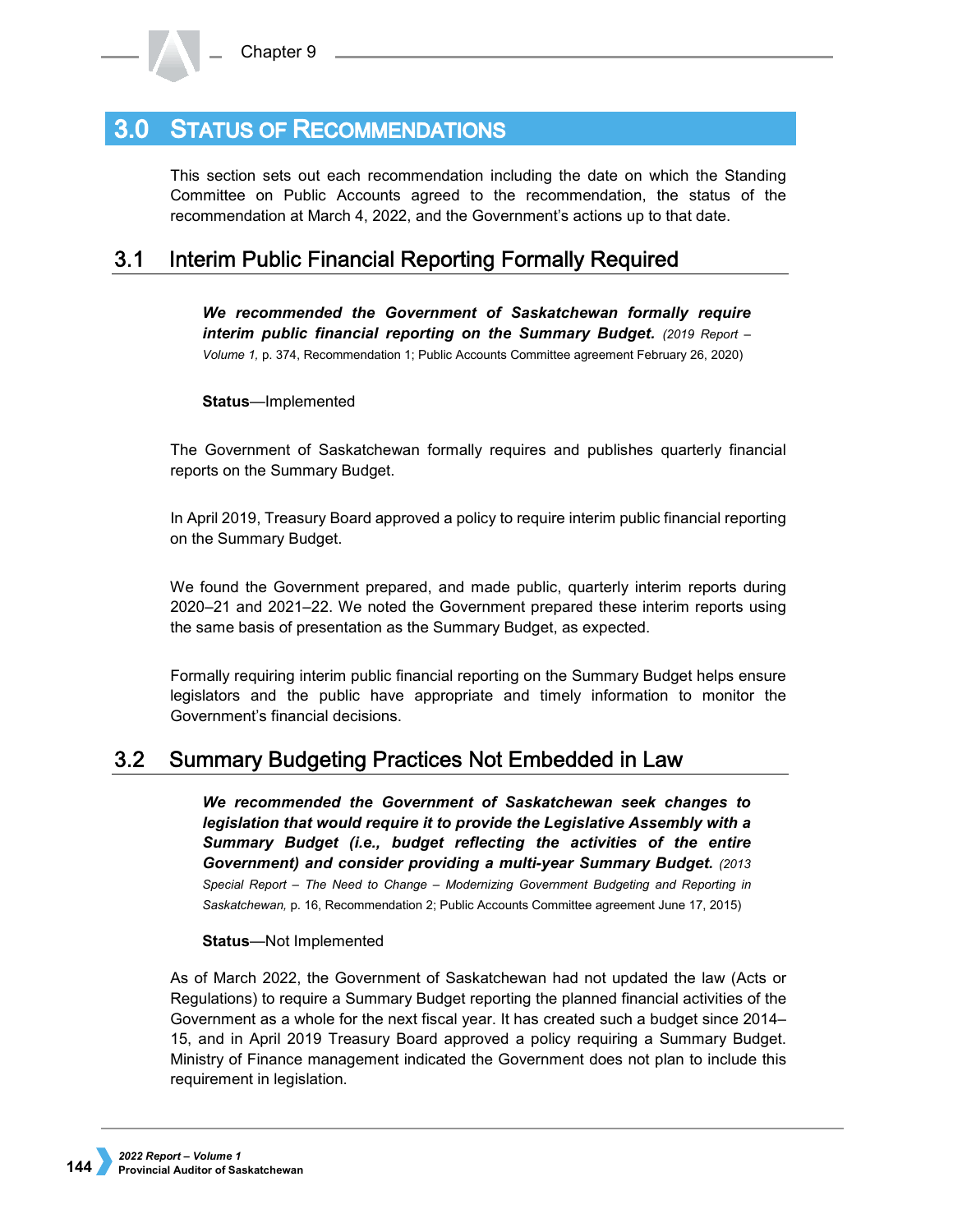## 3.0 Status of Recommendations

This section sets out each recommendation including the date on which the Standing Committee on Public Accounts agreed to the recommendation, the status of the recommendation at March 4, 2022, and the Government's actions up to that date.

### 3.1 Interim Public Financial Reporting Formally Required

***We recommended the Government of Saskatchewan formally require interim public financial reporting on the Summary Budget.*** *(2019 Report – Volume 1,* p. 374, Recommendation 1; Public Accounts Committee agreement February 26, 2020)

**Status**—Implemented

The Government of Saskatchewan formally requires and publishes quarterly financial reports on the Summary Budget.

In April 2019, Treasury Board approved a policy to require interim public financial reporting on the Summary Budget.

We found the Government prepared, and made public, quarterly interim reports during 2020–21 and 2021–22. We noted the Government prepared these interim reports using the same basis of presentation as the Summary Budget, as expected.

Formally requiring interim public financial reporting on the Summary Budget helps ensure legislators and the public have appropriate and timely information to monitor the Government's financial decisions.

### 3.2 Summary Budgeting Practices Not Embedded in Law

***We recommended the Government of Saskatchewan seek changes to legislation that would require it to provide the Legislative Assembly with a Summary Budget (i.e., budget reflecting the activities of the entire Government) and consider providing a multi-year Summary Budget.*** *(2013 Special Report – The Need to Change – Modernizing Government Budgeting and Reporting in Saskatchewan,* p. 16, Recommendation 2; Public Accounts Committee agreement June 17, 2015)

**Status**—Not Implemented

As of March 2022, the Government of Saskatchewan had not updated the law (Acts or Regulations) to require a Summary Budget reporting the planned financial activities of the Government as a whole for the next fiscal year. It has created such a budget since 2014–15, and in April 2019 Treasury Board approved a policy requiring a Summary Budget. Ministry of Finance management indicated the Government does not plan to include this requirement in legislation.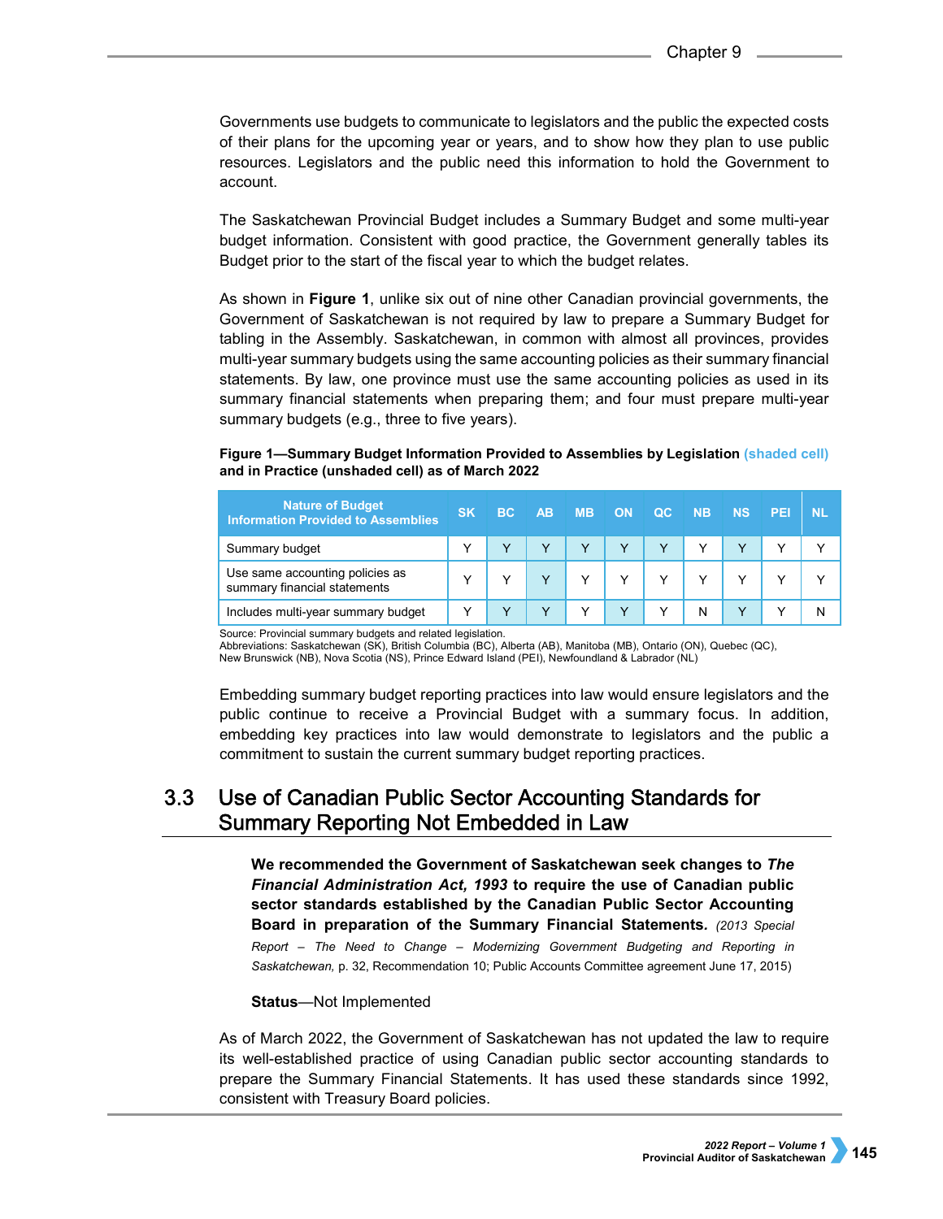Governments use budgets to communicate to legislators and the public the expected costs of their plans for the upcoming year or years, and to show how they plan to use public resources. Legislators and the public need this information to hold the Government to account.

The Saskatchewan Provincial Budget includes a Summary Budget and some multi-year budget information. Consistent with good practice, the Government generally tables its Budget prior to the start of the fiscal year to which the budget relates.

As shown in **Figure 1**, unlike six out of nine other Canadian provincial governments, the Government of Saskatchewan is not required by law to prepare a Summary Budget for tabling in the Assembly. Saskatchewan, in common with almost all provinces, provides multi-year summary budgets using the same accounting policies as their summary financial statements. By law, one province must use the same accounting policies as used in its summary financial statements when preparing them; and four must prepare multi-year summary budgets (e.g., three to five years).

**Figure 1—Summary Budget Information Provided to Assemblies by Legislation (shaded cell) and in Practice (unshaded cell) as of March 2022**

| Nature of Budget Information Provided to Assemblies | SK | BC | AB | MB | ON | QC | NB | NS | PEI | NL |
|---|---|---|---|---|---|---|---|---|---|---|
| Summary budget | Y | Y | Y | Y | Y | Y | Y | Y | Y | Y |
| Use same accounting policies as summary financial statements | Y | Y | Y | Y | Y | Y | Y | Y | Y | Y |
| Includes multi-year summary budget | Y | Y | Y | Y | Y | Y | N | Y | Y | N |

Source: Provincial summary budgets and related legislation.
Abbreviations: Saskatchewan (SK), British Columbia (BC), Alberta (AB), Manitoba (MB), Ontario (ON), Quebec (QC), New Brunswick (NB), Nova Scotia (NS), Prince Edward Island (PEI), Newfoundland & Labrador (NL)

Embedding summary budget reporting practices into law would ensure legislators and the public continue to receive a Provincial Budget with a summary focus. In addition, embedding key practices into law would demonstrate to legislators and the public a commitment to sustain the current summary budget reporting practices.

## 3.3 Use of Canadian Public Sector Accounting Standards for Summary Reporting Not Embedded in Law

> **We recommended the Government of Saskatchewan seek changes to *The Financial Administration Act, 1993* to require the use of Canadian public sector standards established by the Canadian Public Sector Accounting Board in preparation of the Summary Financial Statements.** *(2013 Special Report – The Need to Change – Modernizing Government Budgeting and Reporting in Saskatchewan,* p. 32, Recommendation 10; Public Accounts Committee agreement June 17, 2015)
>
> **Status**—Not Implemented

As of March 2022, the Government of Saskatchewan has not updated the law to require its well-established practice of using Canadian public sector accounting standards to prepare the Summary Financial Statements. It has used these standards since 1992, consistent with Treasury Board policies.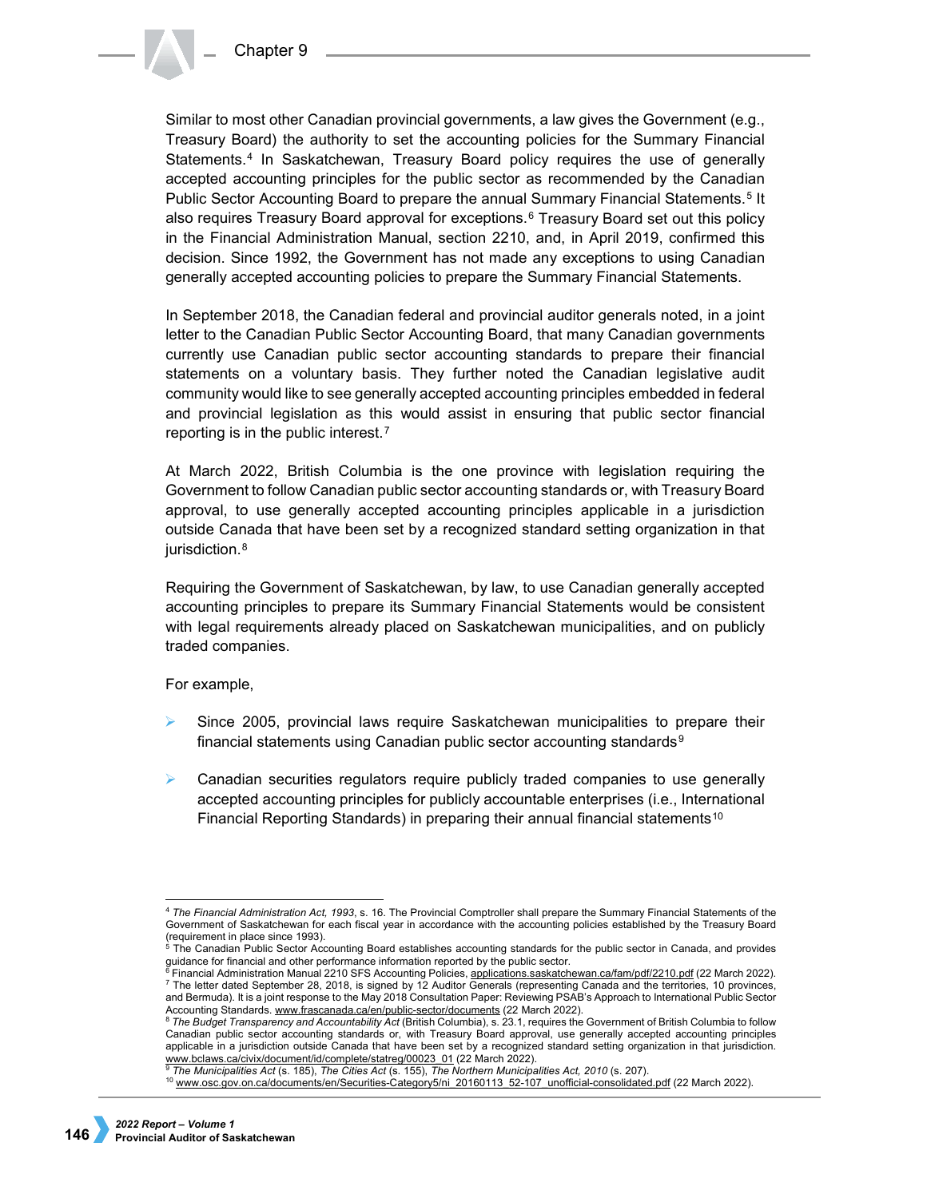Similar to most other Canadian provincial governments, a law gives the Government (e.g., Treasury Board) the authority to set the accounting policies for the Summary Financial Statements.[4] In Saskatchewan, Treasury Board policy requires the use of generally accepted accounting principles for the public sector as recommended by the Canadian Public Sector Accounting Board to prepare the annual Summary Financial Statements.[5] It also requires Treasury Board approval for exceptions.[6] Treasury Board set out this policy in the Financial Administration Manual, section 2210, and, in April 2019, confirmed this decision. Since 1992, the Government has not made any exceptions to using Canadian generally accepted accounting policies to prepare the Summary Financial Statements.

In September 2018, the Canadian federal and provincial auditor generals noted, in a joint letter to the Canadian Public Sector Accounting Board, that many Canadian governments currently use Canadian public sector accounting standards to prepare their financial statements on a voluntary basis. They further noted the Canadian legislative audit community would like to see generally accepted accounting principles embedded in federal and provincial legislation as this would assist in ensuring that public sector financial reporting is in the public interest.[7]

At March 2022, British Columbia is the one province with legislation requiring the Government to follow Canadian public sector accounting standards or, with Treasury Board approval, to use generally accepted accounting principles applicable in a jurisdiction outside Canada that have been set by a recognized standard setting organization in that jurisdiction.[8]

Requiring the Government of Saskatchewan, by law, to use Canadian generally accepted accounting principles to prepare its Summary Financial Statements would be consistent with legal requirements already placed on Saskatchewan municipalities, and on publicly traded companies.

For example,

- Since 2005, provincial laws require Saskatchewan municipalities to prepare their financial statements using Canadian public sector accounting standards[9]
- Canadian securities regulators require publicly traded companies to use generally accepted accounting principles for publicly accountable enterprises (i.e., International Financial Reporting Standards) in preparing their annual financial statements[10]

---

[4] *The Financial Administration Act, 1993*, s. 16. The Provincial Comptroller shall prepare the Summary Financial Statements of the Government of Saskatchewan for each fiscal year in accordance with the accounting policies established by the Treasury Board (requirement in place since 1993).

[5] The Canadian Public Sector Accounting Board establishes accounting standards for the public sector in Canada, and provides guidance for financial and other performance information reported by the public sector.

[6] Financial Administration Manual 2210 SFS Accounting Policies, applications.saskatchewan.ca/fam/pdf/2210.pdf (22 March 2022).

[7] The letter dated September 28, 2018, is signed by 12 Auditor Generals (representing Canada and the territories, 10 provinces, and Bermuda). It is a joint response to the May 2018 Consultation Paper: Reviewing PSAB's Approach to International Public Sector Accounting Standards. www.frascanada.ca/en/public-sector/documents (22 March 2022).

[8] *The Budget Transparency and Accountability Act* (British Columbia), s. 23.1, requires the Government of British Columbia to follow Canadian public sector accounting standards or, with Treasury Board approval, use generally accepted accounting principles applicable in a jurisdiction outside Canada that have been set by a recognized standard setting organization in that jurisdiction. www.bclaws.ca/civix/document/id/complete/statreg/00023_01 (22 March 2022).

[9] *The Municipalities Act* (s. 185), *The Cities Act* (s. 155), *The Northern Municipalities Act, 2010* (s. 207).

[10] www.osc.gov.on.ca/documents/en/Securities-Category5/ni_20160113_52-107_unofficial-consolidated.pdf (22 March 2022).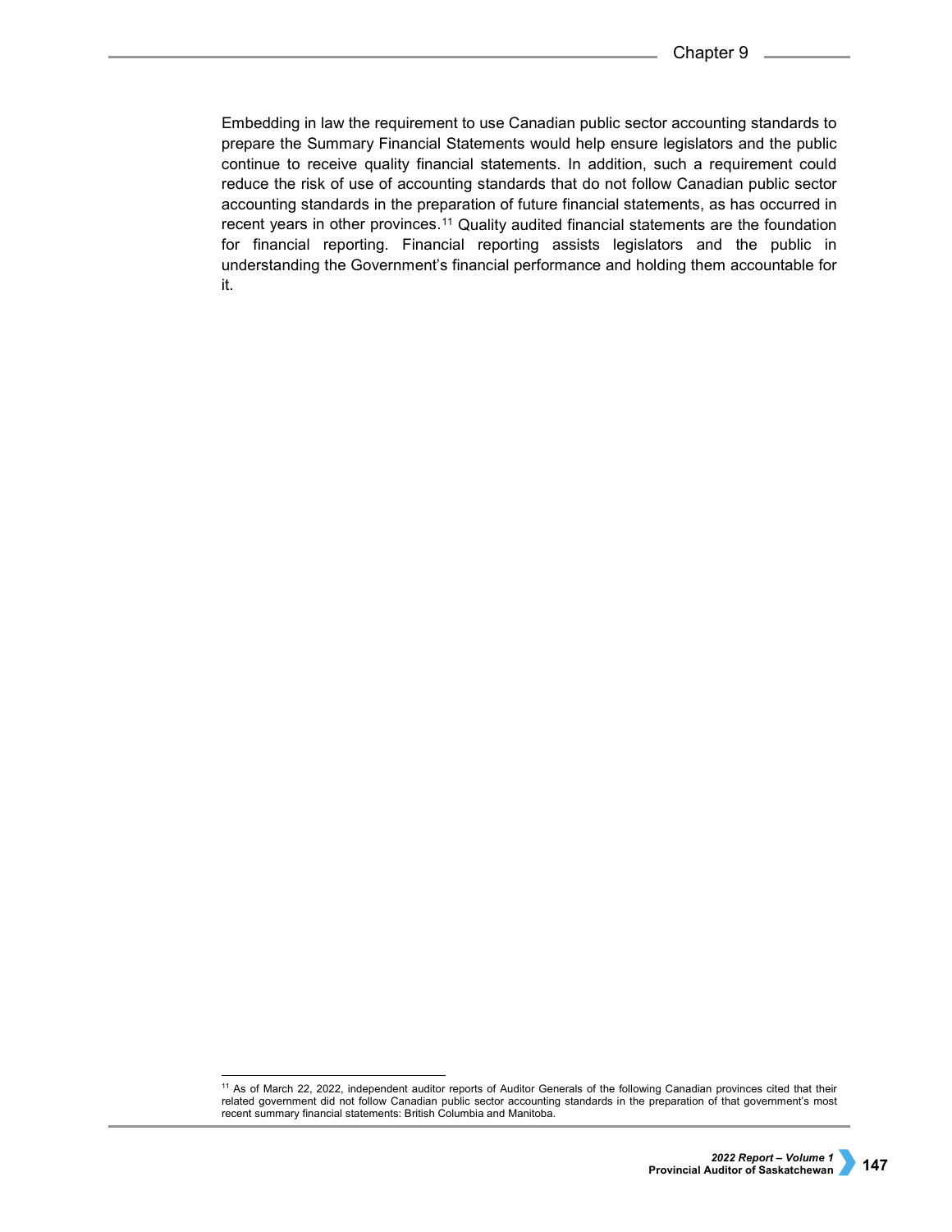Embedding in law the requirement to use Canadian public sector accounting standards to prepare the Summary Financial Statements would help ensure legislators and the public continue to receive quality financial statements. In addition, such a requirement could reduce the risk of use of accounting standards that do not follow Canadian public sector accounting standards in the preparation of future financial statements, as has occurred in recent years in other provinces.[11] Quality audited financial statements are the foundation for financial reporting. Financial reporting assists legislators and the public in understanding the Government's financial performance and holding them accountable for it.

[11] As of March 22, 2022, independent auditor reports of Auditor Generals of the following Canadian provinces cited that their related government did not follow Canadian public sector accounting standards in the preparation of that government's most recent summary financial statements: British Columbia and Manitoba.